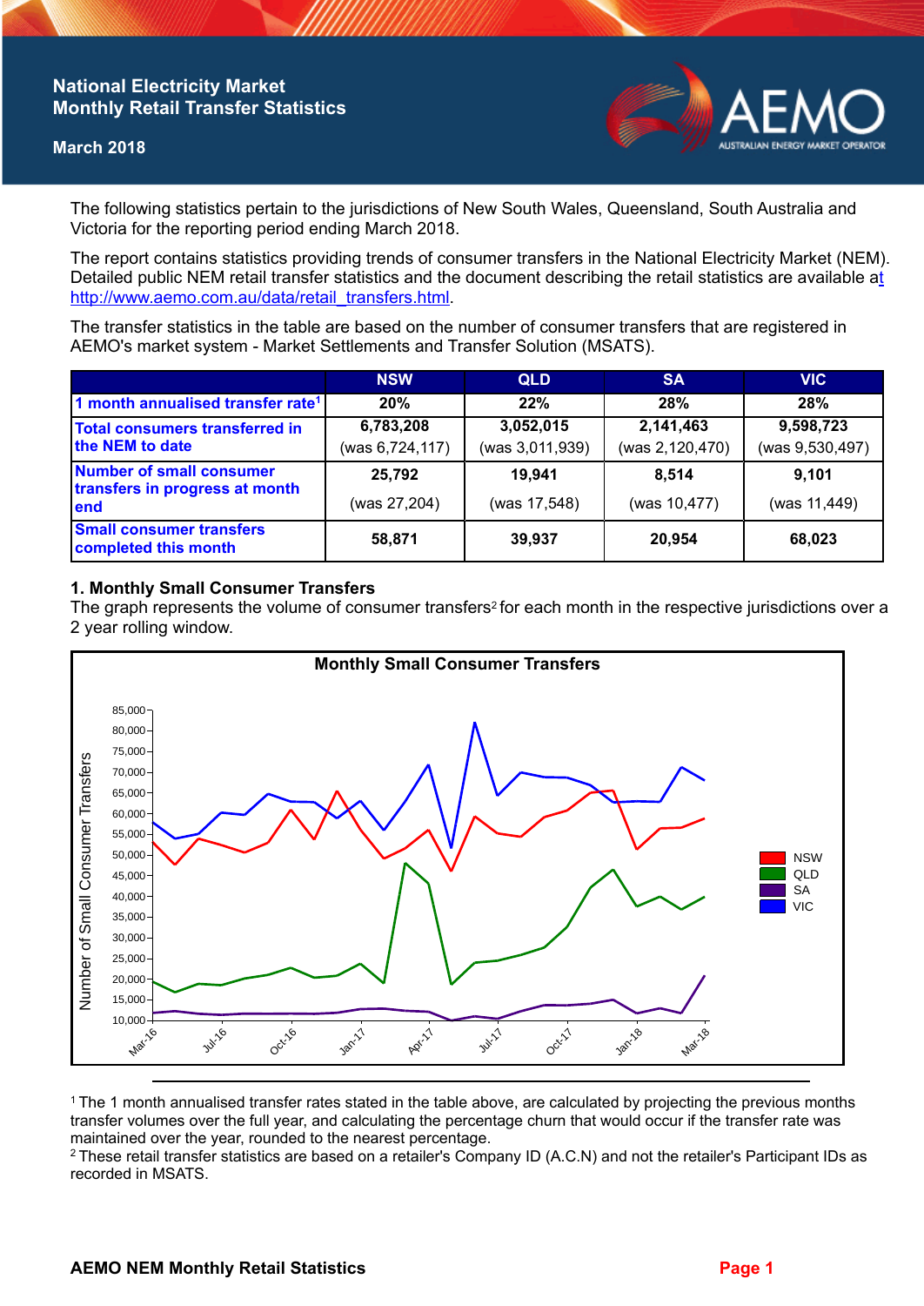# National Electricity Market Monthly Retail Transfer Statistics

**March 2018**

The following statistics pertain to the jurisdictions of New South Wales, Queensland, South Australia and Victoria for the reporting period ending March 2018.

The report contains statistics providing trends of consumer transfers in the National Electricity Market (NEM). Detailed public NEM retail transfer statistics and the document describing the retail statistics are available at http://www.aemo.com.au/data/retail_transfers.html.

The transfer statistics in the table are based on the number of consumer transfers that are registered in AEMO's market system - Market Settlements and Transfer Solution (MSATS).

| | NSW | QLD | SA | VIC |
|---|---|---|---|---|
| 1 month annualised transfer rate[1] | 20% | 22% | 28% | 28% |
| Total consumers transferred in the NEM to date | 6,783,208 (was 6,724,117) | 3,052,015 (was 3,011,939) | 2,141,463 (was 2,120,470) | 9,598,723 (was 9,530,497) |
| Number of small consumer transfers in progress at month end | 25,792 (was 27,204) | 19,941 (was 17,548) | 8,514 (was 10,477) | 9,101 (was 11,449) |
| Small consumer transfers completed this month | 58,871 | 39,937 | 20,954 | 68,023 |

## 1. Monthly Small Consumer Transfers

The graph represents the volume of consumer transfers[2] for each month in the respective jurisdictions over a 2 year rolling window.

[1] The 1 month annualised transfer rates stated in the table above, are calculated by projecting the previous months transfer volumes over the full year, and calculating the percentage churn that would occur if the transfer rate was maintained over the year, rounded to the nearest percentage.

[2] These retail transfer statistics are based on a retailer's Company ID (A.C.N) and not the retailer's Participant IDs as recorded in MSATS.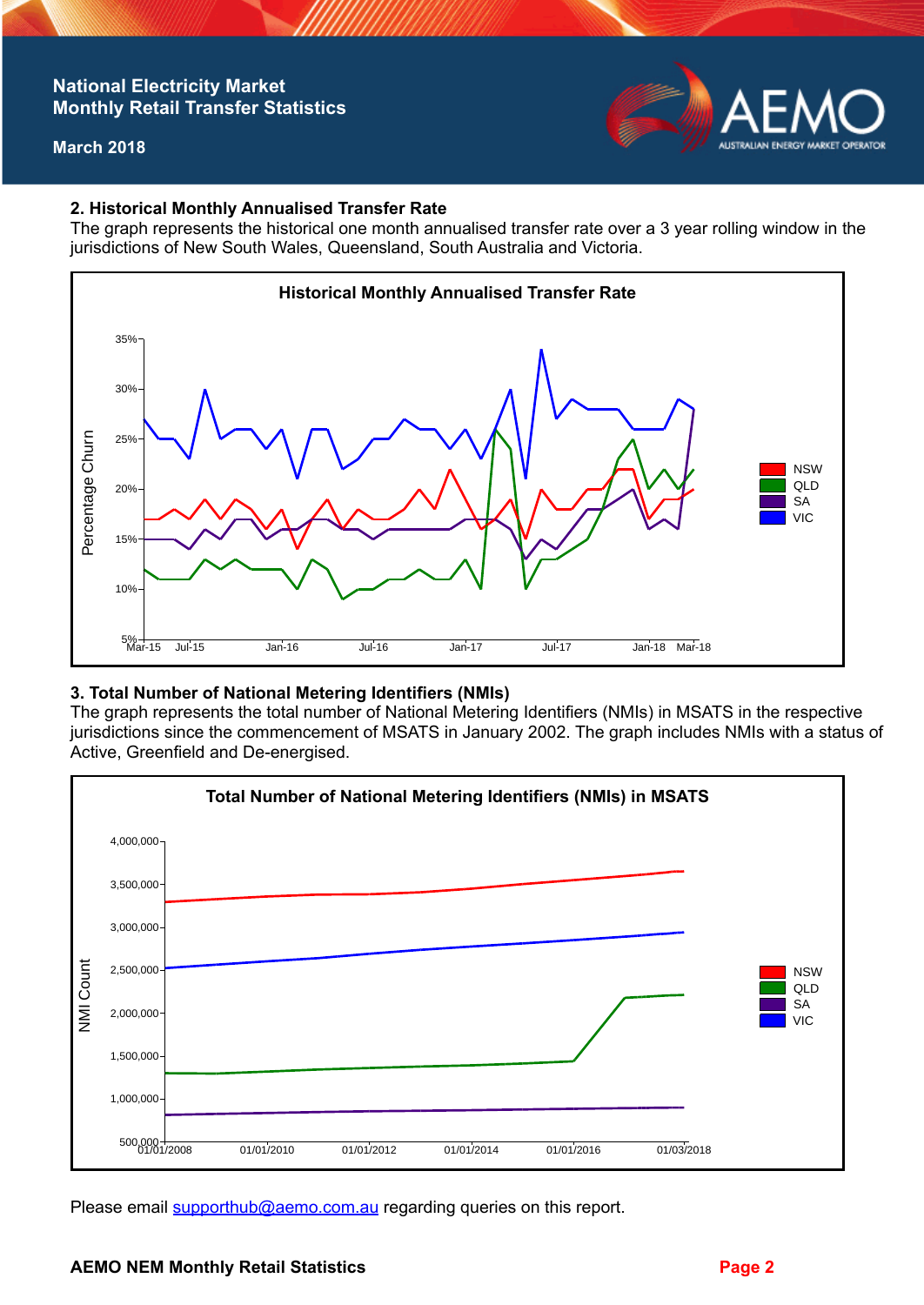## 2. Historical Monthly Annualised Transfer Rate

The graph represents the historical one month annualised transfer rate over a 3 year rolling window in the jurisdictions of New South Wales, Queensland, South Australia and Victoria.

Historical Monthly Annualised Transfer Rate

Percentage Churn

35%
30%
25%
20%
15%
10%
5%

Mar-15 Jul-15 Jan-16 Jul-16 Jan-17 Jul-17 Jan-18 Mar-18

NSW
QLD
SA
VIC

## 3. Total Number of National Metering Identifiers (NMIs)

The graph represents the total number of National Metering Identifiers (NMIs) in MSATS in the respective jurisdictions since the commencement of MSATS in January 2002. The graph includes NMIs with a status of Active, Greenfield and De-energised.

Total Number of National Metering Identifiers (NMIs) in MSATS

NMI Count

4,000,000
3,500,000
3,000,000
2,500,000
2,000,000
1,500,000
1,000,000
500,000

01/01/2008 01/01/2010 01/01/2012 01/01/2014 01/01/2016 01/03/2018

NSW
QLD
SA
VIC

Please email supporthub@aemo.com.au regarding queries on this report.